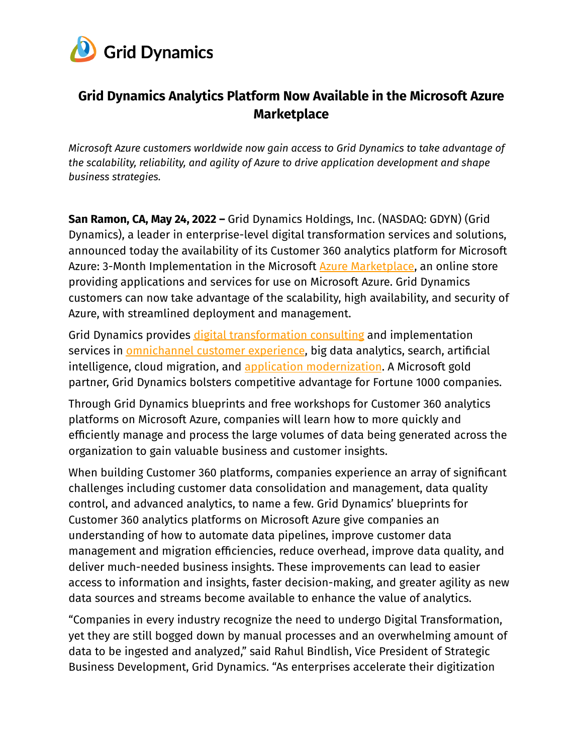Grid Dynamics

# Grid Dynamics Analytics Platform Now Available in the Microsoft Azure Marketplace

*Microsoft Azure customers worldwide now gain access to Grid Dynamics to take advantage of the scalability, reliability, and agility of Azure to drive application development and shape business strategies.*

**San Ramon, CA, May 24, 2022 –** Grid Dynamics Holdings, Inc. (NASDAQ: GDYN) (Grid Dynamics), a leader in enterprise-level digital transformation services and solutions, announced today the availability of its Customer 360 analytics platform for Microsoft Azure: 3-Month Implementation in the Microsoft Azure Marketplace, an online store providing applications and services for use on Microsoft Azure. Grid Dynamics customers can now take advantage of the scalability, high availability, and security of Azure, with streamlined deployment and management.

Grid Dynamics provides digital transformation consulting and implementation services in omnichannel customer experience, big data analytics, search, artificial intelligence, cloud migration, and application modernization. A Microsoft gold partner, Grid Dynamics bolsters competitive advantage for Fortune 1000 companies.

Through Grid Dynamics blueprints and free workshops for Customer 360 analytics platforms on Microsoft Azure, companies will learn how to more quickly and efficiently manage and process the large volumes of data being generated across the organization to gain valuable business and customer insights.

When building Customer 360 platforms, companies experience an array of significant challenges including customer data consolidation and management, data quality control, and advanced analytics, to name a few. Grid Dynamics' blueprints for Customer 360 analytics platforms on Microsoft Azure give companies an understanding of how to automate data pipelines, improve customer data management and migration efficiencies, reduce overhead, improve data quality, and deliver much-needed business insights. These improvements can lead to easier access to information and insights, faster decision-making, and greater agility as new data sources and streams become available to enhance the value of analytics.

"Companies in every industry recognize the need to undergo Digital Transformation, yet they are still bogged down by manual processes and an overwhelming amount of data to be ingested and analyzed," said Rahul Bindlish, Vice President of Strategic Business Development, Grid Dynamics. "As enterprises accelerate their digitization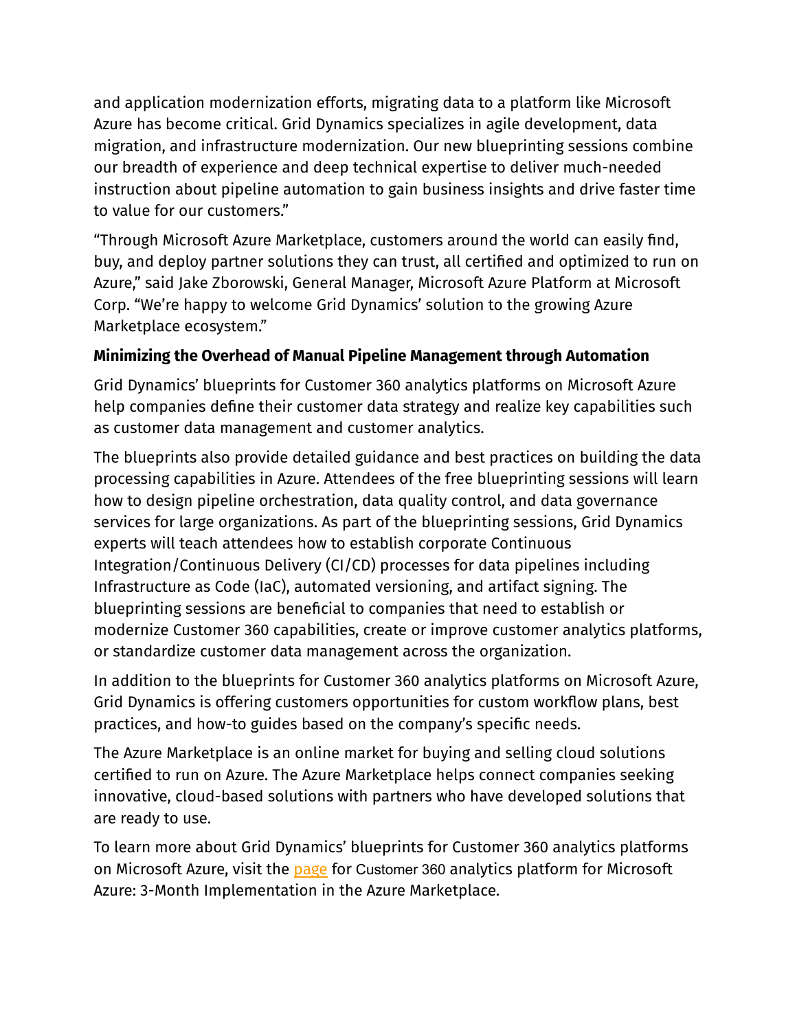and application modernization efforts, migrating data to a platform like Microsoft Azure has become critical. Grid Dynamics specializes in agile development, data migration, and infrastructure modernization. Our new blueprinting sessions combine our breadth of experience and deep technical expertise to deliver much-needed instruction about pipeline automation to gain business insights and drive faster time to value for our customers."

"Through Microsoft Azure Marketplace, customers around the world can easily find, buy, and deploy partner solutions they can trust, all certified and optimized to run on Azure," said Jake Zborowski, General Manager, Microsoft Azure Platform at Microsoft Corp. "We're happy to welcome Grid Dynamics' solution to the growing Azure Marketplace ecosystem."

**Minimizing the Overhead of Manual Pipeline Management through Automation**

Grid Dynamics' blueprints for Customer 360 analytics platforms on Microsoft Azure help companies define their customer data strategy and realize key capabilities such as customer data management and customer analytics.

The blueprints also provide detailed guidance and best practices on building the data processing capabilities in Azure. Attendees of the free blueprinting sessions will learn how to design pipeline orchestration, data quality control, and data governance services for large organizations. As part of the blueprinting sessions, Grid Dynamics experts will teach attendees how to establish corporate Continuous Integration/Continuous Delivery (CI/CD) processes for data pipelines including Infrastructure as Code (IaC), automated versioning, and artifact signing. The blueprinting sessions are beneficial to companies that need to establish or modernize Customer 360 capabilities, create or improve customer analytics platforms, or standardize customer data management across the organization.

In addition to the blueprints for Customer 360 analytics platforms on Microsoft Azure, Grid Dynamics is offering customers opportunities for custom workflow plans, best practices, and how-to guides based on the company's specific needs.

The Azure Marketplace is an online market for buying and selling cloud solutions certified to run on Azure. The Azure Marketplace helps connect companies seeking innovative, cloud-based solutions with partners who have developed solutions that are ready to use.

To learn more about Grid Dynamics' blueprints for Customer 360 analytics platforms on Microsoft Azure, visit the page for Customer 360 analytics platform for Microsoft Azure: 3-Month Implementation in the Azure Marketplace.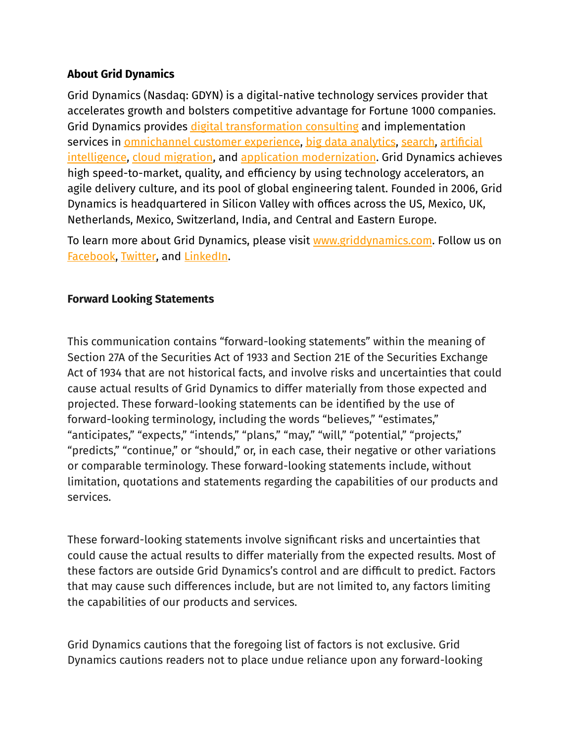**About Grid Dynamics**

Grid Dynamics (Nasdaq: GDYN) is a digital-native technology services provider that accelerates growth and bolsters competitive advantage for Fortune 1000 companies. Grid Dynamics provides digital transformation consulting and implementation services in omnichannel customer experience, big data analytics, search, artificial intelligence, cloud migration, and application modernization. Grid Dynamics achieves high speed-to-market, quality, and efficiency by using technology accelerators, an agile delivery culture, and its pool of global engineering talent. Founded in 2006, Grid Dynamics is headquartered in Silicon Valley with offices across the US, Mexico, UK, Netherlands, Mexico, Switzerland, India, and Central and Eastern Europe.

To learn more about Grid Dynamics, please visit www.griddynamics.com. Follow us on Facebook, Twitter, and LinkedIn.

**Forward Looking Statements**

This communication contains "forward-looking statements" within the meaning of Section 27A of the Securities Act of 1933 and Section 21E of the Securities Exchange Act of 1934 that are not historical facts, and involve risks and uncertainties that could cause actual results of Grid Dynamics to differ materially from those expected and projected. These forward-looking statements can be identified by the use of forward-looking terminology, including the words "believes," "estimates," "anticipates," "expects," "intends," "plans," "may," "will," "potential," "projects," "predicts," "continue," or "should," or, in each case, their negative or other variations or comparable terminology. These forward-looking statements include, without limitation, quotations and statements regarding the capabilities of our products and services.

These forward-looking statements involve significant risks and uncertainties that could cause the actual results to differ materially from the expected results. Most of these factors are outside Grid Dynamics's control and are difficult to predict. Factors that may cause such differences include, but are not limited to, any factors limiting the capabilities of our products and services.

Grid Dynamics cautions that the foregoing list of factors is not exclusive. Grid Dynamics cautions readers not to place undue reliance upon any forward-looking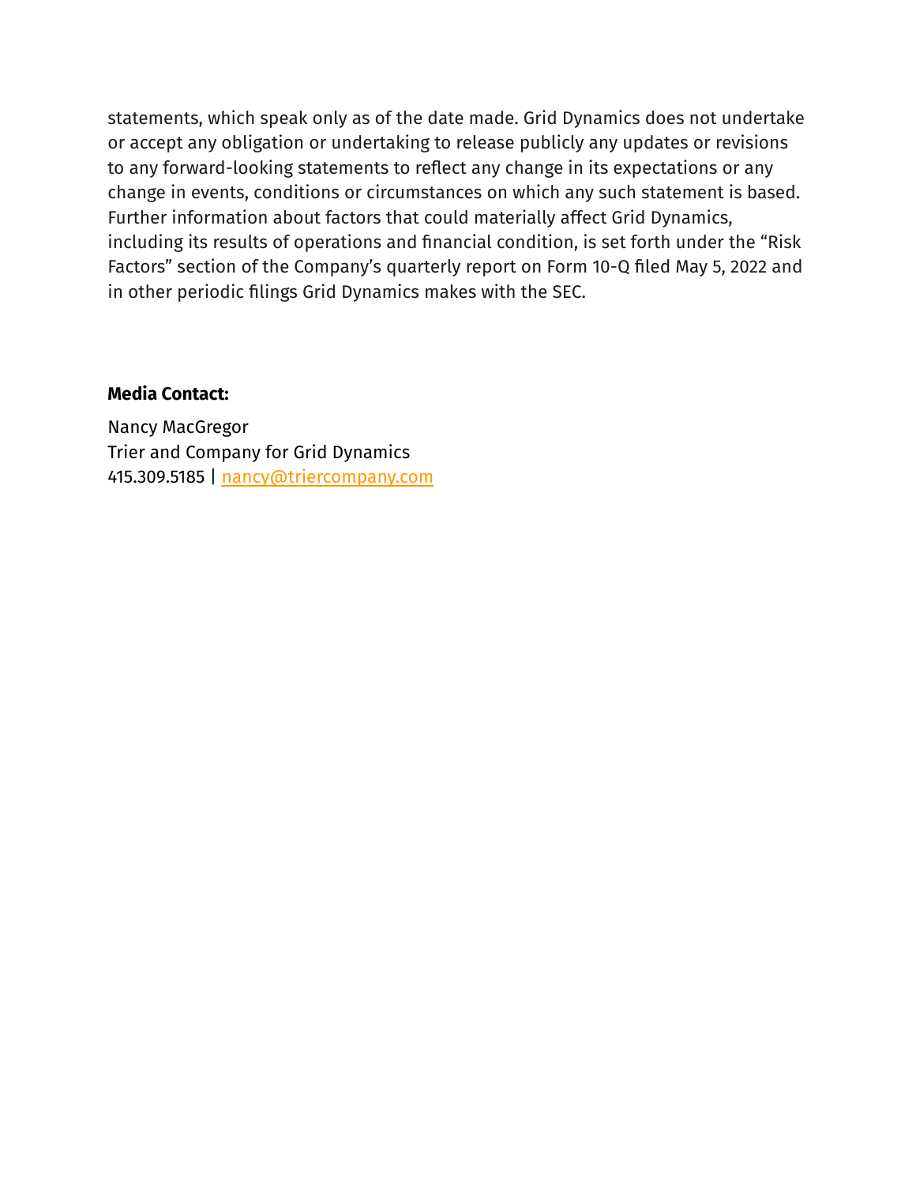statements, which speak only as of the date made. Grid Dynamics does not undertake or accept any obligation or undertaking to release publicly any updates or revisions to any forward-looking statements to reflect any change in its expectations or any change in events, conditions or circumstances on which any such statement is based. Further information about factors that could materially affect Grid Dynamics, including its results of operations and financial condition, is set forth under the "Risk Factors" section of the Company's quarterly report on Form 10-Q filed May 5, 2022 and in other periodic filings Grid Dynamics makes with the SEC.

**Media Contact:**

Nancy MacGregor
Trier and Company for Grid Dynamics
415.309.5185 | nancy@triercompany.com